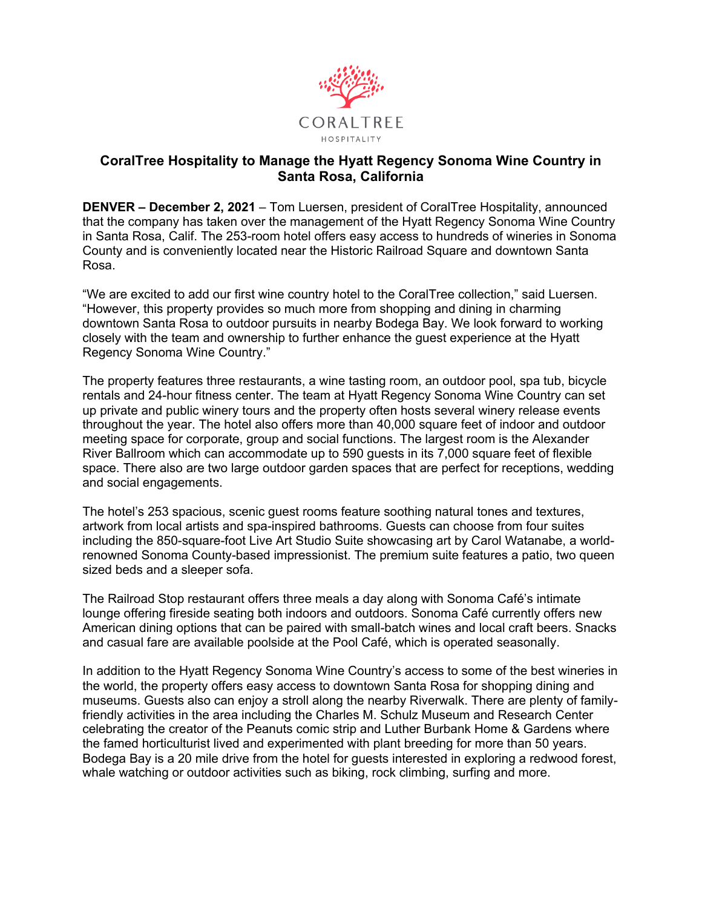CORALTREE
HOSPITALITY

# CoralTree Hospitality to Manage the Hyatt Regency Sonoma Wine Country in Santa Rosa, California

**DENVER – December 2, 2021** – Tom Luersen, president of CoralTree Hospitality, announced that the company has taken over the management of the Hyatt Regency Sonoma Wine Country in Santa Rosa, Calif. The 253-room hotel offers easy access to hundreds of wineries in Sonoma County and is conveniently located near the Historic Railroad Square and downtown Santa Rosa.

"We are excited to add our first wine country hotel to the CoralTree collection," said Luersen. "However, this property provides so much more from shopping and dining in charming downtown Santa Rosa to outdoor pursuits in nearby Bodega Bay. We look forward to working closely with the team and ownership to further enhance the guest experience at the Hyatt Regency Sonoma Wine Country."

The property features three restaurants, a wine tasting room, an outdoor pool, spa tub, bicycle rentals and 24-hour fitness center. The team at Hyatt Regency Sonoma Wine Country can set up private and public winery tours and the property often hosts several winery release events throughout the year. The hotel also offers more than 40,000 square feet of indoor and outdoor meeting space for corporate, group and social functions. The largest room is the Alexander River Ballroom which can accommodate up to 590 guests in its 7,000 square feet of flexible space. There also are two large outdoor garden spaces that are perfect for receptions, wedding and social engagements.

The hotel's 253 spacious, scenic guest rooms feature soothing natural tones and textures, artwork from local artists and spa-inspired bathrooms. Guests can choose from four suites including the 850-square-foot Live Art Studio Suite showcasing art by Carol Watanabe, a world-renowned Sonoma County-based impressionist. The premium suite features a patio, two queen sized beds and a sleeper sofa.

The Railroad Stop restaurant offers three meals a day along with Sonoma Café's intimate lounge offering fireside seating both indoors and outdoors. Sonoma Café currently offers new American dining options that can be paired with small-batch wines and local craft beers. Snacks and casual fare are available poolside at the Pool Café, which is operated seasonally.

In addition to the Hyatt Regency Sonoma Wine Country's access to some of the best wineries in the world, the property offers easy access to downtown Santa Rosa for shopping dining and museums. Guests also can enjoy a stroll along the nearby Riverwalk. There are plenty of family-friendly activities in the area including the Charles M. Schulz Museum and Research Center celebrating the creator of the Peanuts comic strip and Luther Burbank Home & Gardens where the famed horticulturist lived and experimented with plant breeding for more than 50 years. Bodega Bay is a 20 mile drive from the hotel for guests interested in exploring a redwood forest, whale watching or outdoor activities such as biking, rock climbing, surfing and more.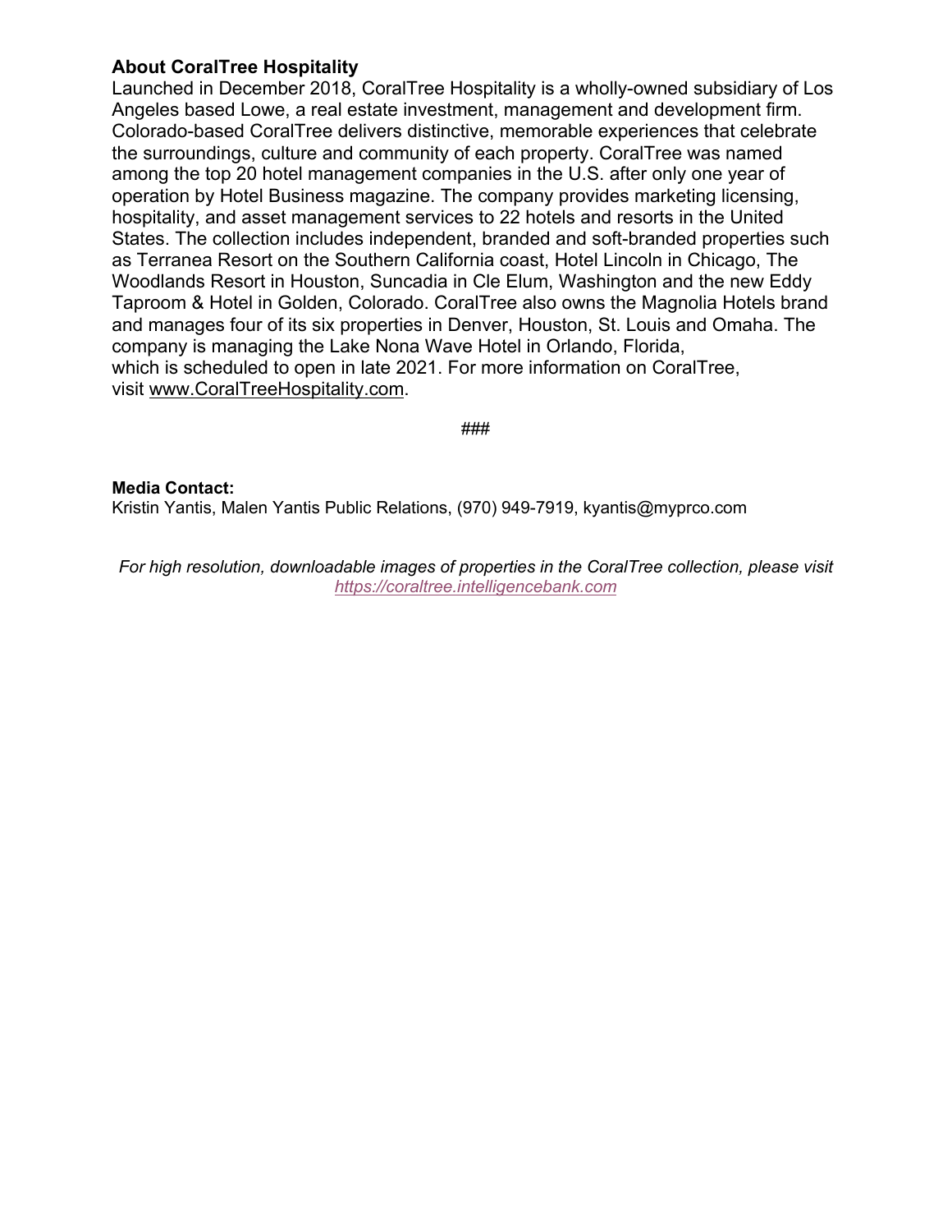**About CoralTree Hospitality**

Launched in December 2018, CoralTree Hospitality is a wholly-owned subsidiary of Los Angeles based Lowe, a real estate investment, management and development firm. Colorado-based CoralTree delivers distinctive, memorable experiences that celebrate the surroundings, culture and community of each property. CoralTree was named among the top 20 hotel management companies in the U.S. after only one year of operation by Hotel Business magazine. The company provides marketing licensing, hospitality, and asset management services to 22 hotels and resorts in the United States. The collection includes independent, branded and soft-branded properties such as Terranea Resort on the Southern California coast, Hotel Lincoln in Chicago, The Woodlands Resort in Houston, Suncadia in Cle Elum, Washington and the new Eddy Taproom & Hotel in Golden, Colorado. CoralTree also owns the Magnolia Hotels brand and manages four of its six properties in Denver, Houston, St. Louis and Omaha. The company is managing the Lake Nona Wave Hotel in Orlando, Florida, which is scheduled to open in late 2021. For more information on CoralTree, visit [www.CoralTreeHospitality.com](http://www.CoralTreeHospitality.com).

###

**Media Contact:**
Kristin Yantis, Malen Yantis Public Relations, (970) 949-7919, kyantis@myprco.com

*For high resolution, downloadable images of properties in the CoralTree collection, please visit [https://coraltree.intelligencebank.com](https://coraltree.intelligencebank.com)*